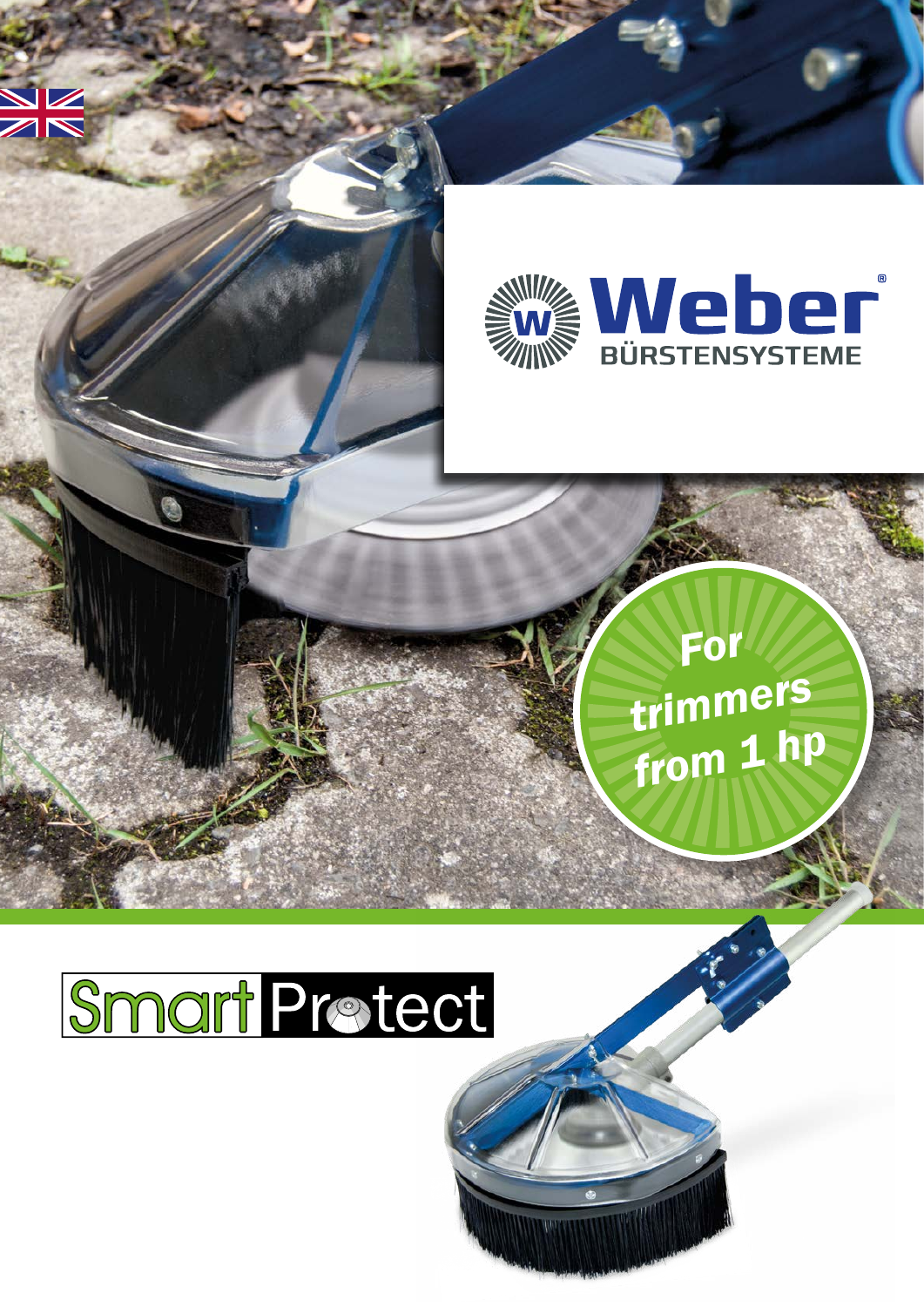# Weber BÜRSTENSYSTEME

**For trimmers from 1 hp**

# SmartProtect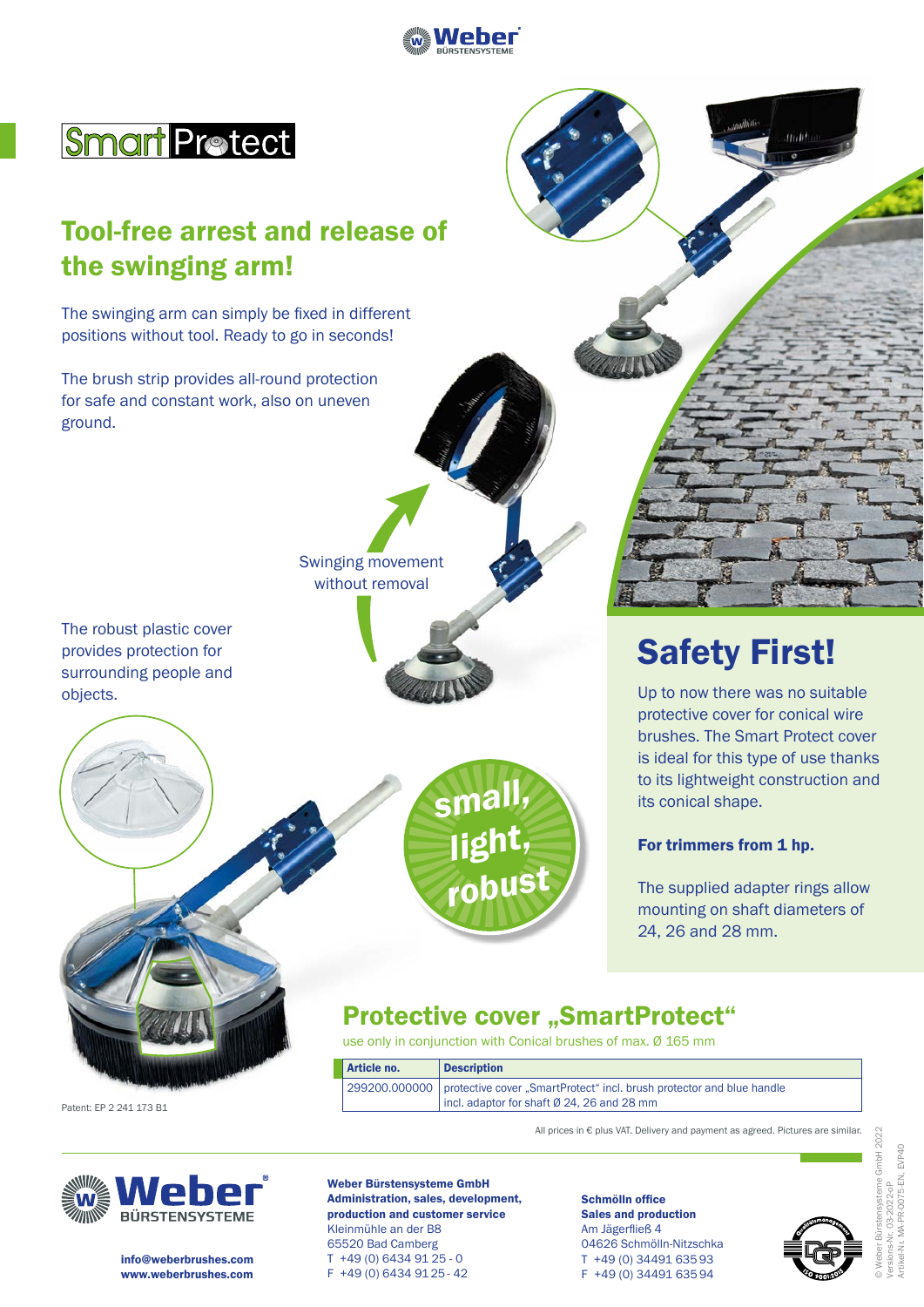# Smart Protect

## Tool-free arrest and release of the swinging arm!

The swinging arm can simply be fixed in different positions without tool. Ready to go in seconds!

The brush strip provides all-round protection for safe and constant work, also on uneven ground.

Swinging movement without removal

The robust plastic cover provides protection for surrounding people and objects.

small, light, robust

## Safety First!

Up to now there was no suitable protective cover for conical wire brushes. The Smart Protect cover is ideal for this type of use thanks to its lightweight construction and its conical shape.

**For trimmers from 1 hp.**

The supplied adapter rings allow mounting on shaft diameters of 24, 26 and 28 mm.

## Protective cover „SmartProtect"

use only in conjunction with Conical brushes of max. Ø 165 mm

| Article no. | Description |
|---|---|
| 299200.000000 | protective cover „SmartProtect" incl. brush protector and blue handle incl. adaptor for shaft Ø 24, 26 and 28 mm |

Patent: EP 2 241 173 B1

All prices in € plus VAT. Delivery and payment as agreed. Pictures are similar.

Weber BÜRSTENSYSTEME

info@weberbrushes.com
www.weberbrushes.com

**Weber Bürstensysteme GmbH**
**Administration, sales, development, production and customer service**
Kleinmühle an der B8
65520 Bad Camberg
T +49 (0) 6434 91 25 - 0
F +49 (0) 6434 91 25 - 42

**Schmölln office**
**Sales and production**
Am Jägerfließ 4
04626 Schmölln-Nitzschka
T +49 (0) 34491 635 93
F +49 (0) 34491 635 94

© Weber Bürstensysteme GmbH 2022
Versions-Nr. 03-2022-cP
Artikel-Nr. MA-PR-0075-EN_EVP40